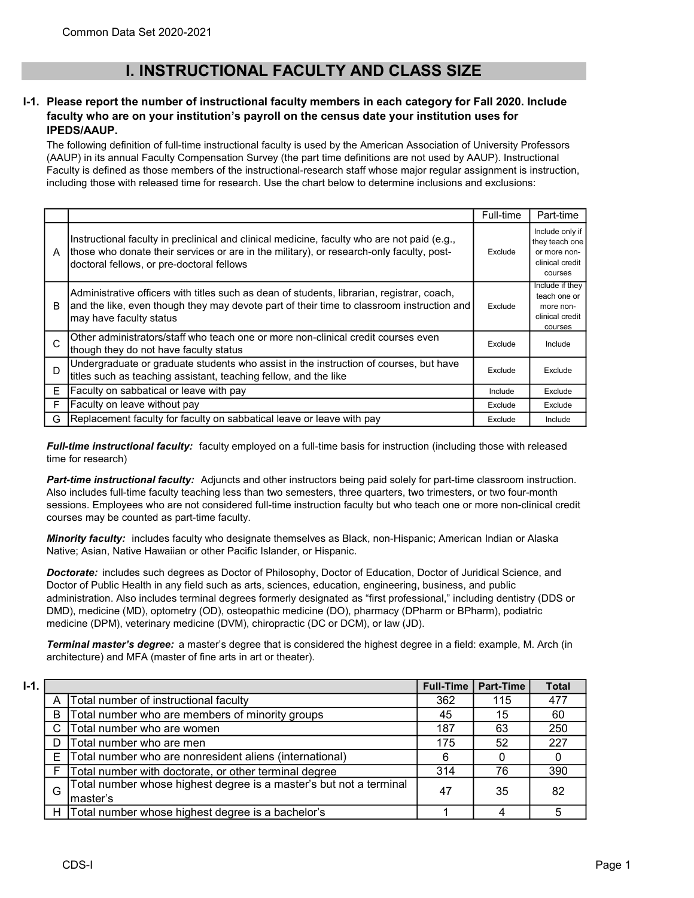Common Data Set 2020-2021

# I. INSTRUCTIONAL FACULTY AND CLASS SIZE

**I-1. Please report the number of instructional faculty members in each category for Fall 2020. Include faculty who are on your institution's payroll on the census date your institution uses for IPEDS/AAUP.**

The following definition of full-time instructional faculty is used by the American Association of University Professors (AAUP) in its annual Faculty Compensation Survey (the part time definitions are not used by AAUP). Instructional Faculty is defined as those members of the instructional-research staff whose major regular assignment is instruction, including those with released time for research. Use the chart below to determine inclusions and exclusions:

| | | Full-time | Part-time |
|---|---|---|---|
| A | Instructional faculty in preclinical and clinical medicine, faculty who are not paid (e.g., those who donate their services or are in the military), or research-only faculty, post-doctoral fellows, or pre-doctoral fellows | Exclude | Include only if they teach one or more non-clinical credit courses |
| B | Administrative officers with titles such as dean of students, librarian, registrar, coach, and the like, even though they may devote part of their time to classroom instruction and may have faculty status | Exclude | Include if they teach one or more non-clinical credit courses |
| C | Other administrators/staff who teach one or more non-clinical credit courses even though they do not have faculty status | Exclude | Include |
| D | Undergraduate or graduate students who assist in the instruction of courses, but have titles such as teaching assistant, teaching fellow, and the like | Exclude | Exclude |
| E | Faculty on sabbatical or leave with pay | Include | Exclude |
| F | Faculty on leave without pay | Exclude | Exclude |
| G | Replacement faculty for faculty on sabbatical leave or leave with pay | Exclude | Include |

***Full-time instructional faculty:*** faculty employed on a full-time basis for instruction (including those with released time for research)

***Part-time instructional faculty:*** Adjuncts and other instructors being paid solely for part-time classroom instruction. Also includes full-time faculty teaching less than two semesters, three quarters, two trimesters, or two four-month sessions. Employees who are not considered full-time instruction faculty but who teach one or more non-clinical credit courses may be counted as part-time faculty.

***Minority faculty:*** includes faculty who designate themselves as Black, non-Hispanic; American Indian or Alaska Native; Asian, Native Hawaiian or other Pacific Islander, or Hispanic.

***Doctorate:*** includes such degrees as Doctor of Philosophy, Doctor of Education, Doctor of Juridical Science, and Doctor of Public Health in any field such as arts, sciences, education, engineering, business, and public administration. Also includes terminal degrees formerly designated as "first professional," including dentistry (DDS or DMD), medicine (MD), optometry (OD), osteopathic medicine (DO), pharmacy (DPharm or BPharm), podiatric medicine (DPM), veterinary medicine (DVM), chiropractic (DC or DCM), or law (JD).

***Terminal master's degree:*** a master's degree that is considered the highest degree in a field: example, M. Arch (in architecture) and MFA (master of fine arts in art or theater).

**I-1.**

| | | Full-Time | Part-Time | Total |
|---|---|---|---|---|
| A | Total number of instructional faculty | 362 | 115 | 477 |
| B | Total number who are members of minority groups | 45 | 15 | 60 |
| C | Total number who are women | 187 | 63 | 250 |
| D | Total number who are men | 175 | 52 | 227 |
| E | Total number who are nonresident aliens (international) | 6 | 0 | 0 |
| F | Total number with doctorate, or other terminal degree | 314 | 76 | 390 |
| G | Total number whose highest degree is a master's but not a terminal master's | 47 | 35 | 82 |
| H | Total number whose highest degree is a bachelor's | 1 | 4 | 5 |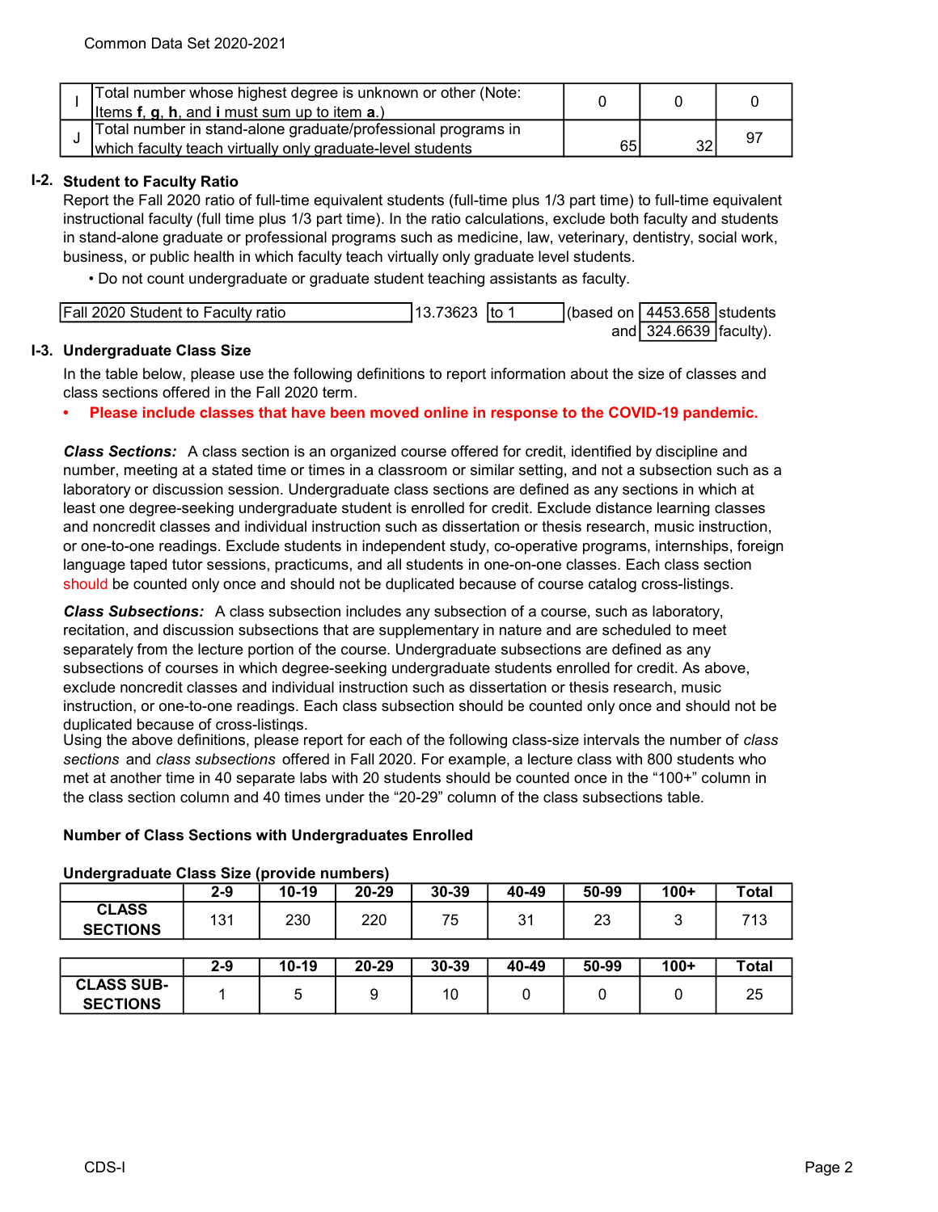| | | | | |
|---|---|---|---|---|
| I | Total number whose highest degree is unknown or other (Note: Items **f**, **g**, **h**, and **i** must sum up to item **a**.) | 0 | 0 | 0 |
| J | Total number in stand-alone graduate/professional programs in which faculty teach virtually only graduate-level students | 65 | 32 | 97 |

## I-2. Student to Faculty Ratio

Report the Fall 2020 ratio of full-time equivalent students (full-time plus 1/3 part time) to full-time equivalent instructional faculty (full time plus 1/3 part time). In the ratio calculations, exclude both faculty and students in stand-alone graduate or professional programs such as medicine, law, veterinary, dentistry, social work, business, or public health in which faculty teach virtually only graduate level students.

- Do not count undergraduate or graduate student teaching assistants as faculty.

| | | | | | |
|---|---|---|---|---|---|
| Fall 2020 Student to Faculty ratio | 13.73623 | to 1 | (based on | 4453.658 | students |
| | | | and | 324.6639 | faculty). |

## I-3. Undergraduate Class Size

In the table below, please use the following definitions to report information about the size of classes and class sections offered in the Fall 2020 term.

- **Please include classes that have been moved online in response to the COVID-19 pandemic.**

***Class Sections:*** A class section is an organized course offered for credit, identified by discipline and number, meeting at a stated time or times in a classroom or similar setting, and not a subsection such as a laboratory or discussion session. Undergraduate class sections are defined as any sections in which at least one degree-seeking undergraduate student is enrolled for credit. Exclude distance learning classes and noncredit classes and individual instruction such as dissertation or thesis research, music instruction, or one-to-one readings. Exclude students in independent study, co-operative programs, internships, foreign language taped tutor sessions, practicums, and all students in one-on-one classes. Each class section should be counted only once and should not be duplicated because of course catalog cross-listings.

***Class Subsections:*** A class subsection includes any subsection of a course, such as laboratory, recitation, and discussion subsections that are supplementary in nature and are scheduled to meet separately from the lecture portion of the course. Undergraduate subsections are defined as any subsections of courses in which degree-seeking undergraduate students enrolled for credit. As above, exclude noncredit classes and individual instruction such as dissertation or thesis research, music instruction, or one-to-one readings. Each class subsection should be counted only once and should not be duplicated because of cross-listings.

Using the above definitions, please report for each of the following class-size intervals the number of *class sections* and *class subsections* offered in Fall 2020. For example, a lecture class with 800 students who met at another time in 40 separate labs with 20 students should be counted once in the "100+" column in the class section column and 40 times under the "20-29" column of the class subsections table.

**Number of Class Sections with Undergraduates Enrolled**

**Undergraduate Class Size (provide numbers)**

| | 2-9 | 10-19 | 20-29 | 30-39 | 40-49 | 50-99 | 100+ | Total |
|---|---|---|---|---|---|---|---|---|
| **CLASS SECTIONS** | 131 | 230 | 220 | 75 | 31 | 23 | 3 | 713 |

| | 2-9 | 10-19 | 20-29 | 30-39 | 40-49 | 50-99 | 100+ | Total |
|---|---|---|---|---|---|---|---|---|
| **CLASS SUB-SECTIONS** | 1 | 5 | 9 | 10 | 0 | 0 | 0 | 25 |